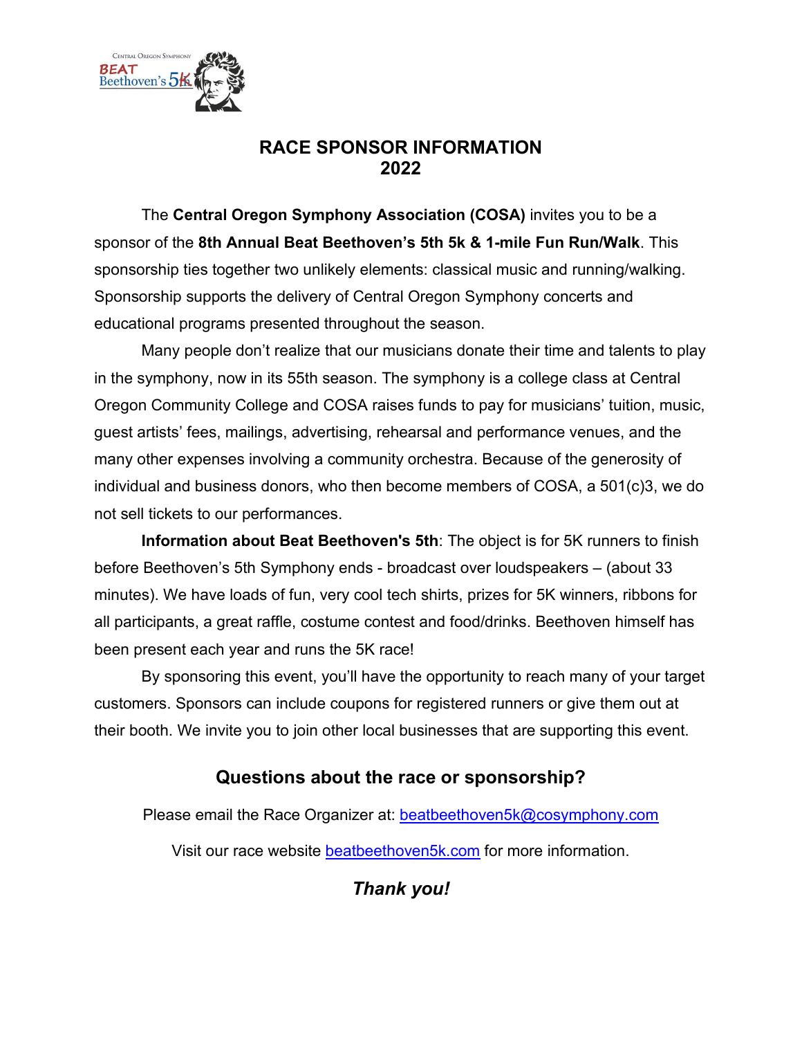# RACE SPONSOR INFORMATION 2022

The **Central Oregon Symphony Association (COSA)** invites you to be a sponsor of the **8th Annual Beat Beethoven's 5th 5k & 1-mile Fun Run/Walk**. This sponsorship ties together two unlikely elements: classical music and running/walking. Sponsorship supports the delivery of Central Oregon Symphony concerts and educational programs presented throughout the season.

Many people don't realize that our musicians donate their time and talents to play in the symphony, now in its 55th season. The symphony is a college class at Central Oregon Community College and COSA raises funds to pay for musicians' tuition, music, guest artists' fees, mailings, advertising, rehearsal and performance venues, and the many other expenses involving a community orchestra. Because of the generosity of individual and business donors, who then become members of COSA, a 501(c)3, we do not sell tickets to our performances.

**Information about Beat Beethoven's 5th**: The object is for 5K runners to finish before Beethoven's 5th Symphony ends - broadcast over loudspeakers – (about 33 minutes). We have loads of fun, very cool tech shirts, prizes for 5K winners, ribbons for all participants, a great raffle, costume contest and food/drinks. Beethoven himself has been present each year and runs the 5K race!

By sponsoring this event, you'll have the opportunity to reach many of your target customers. Sponsors can include coupons for registered runners or give them out at their booth. We invite you to join other local businesses that are supporting this event.

## Questions about the race or sponsorship?

Please email the Race Organizer at: beatbeethoven5k@cosymphony.com

Visit our race website beatbeethoven5k.com for more information.

***Thank you!***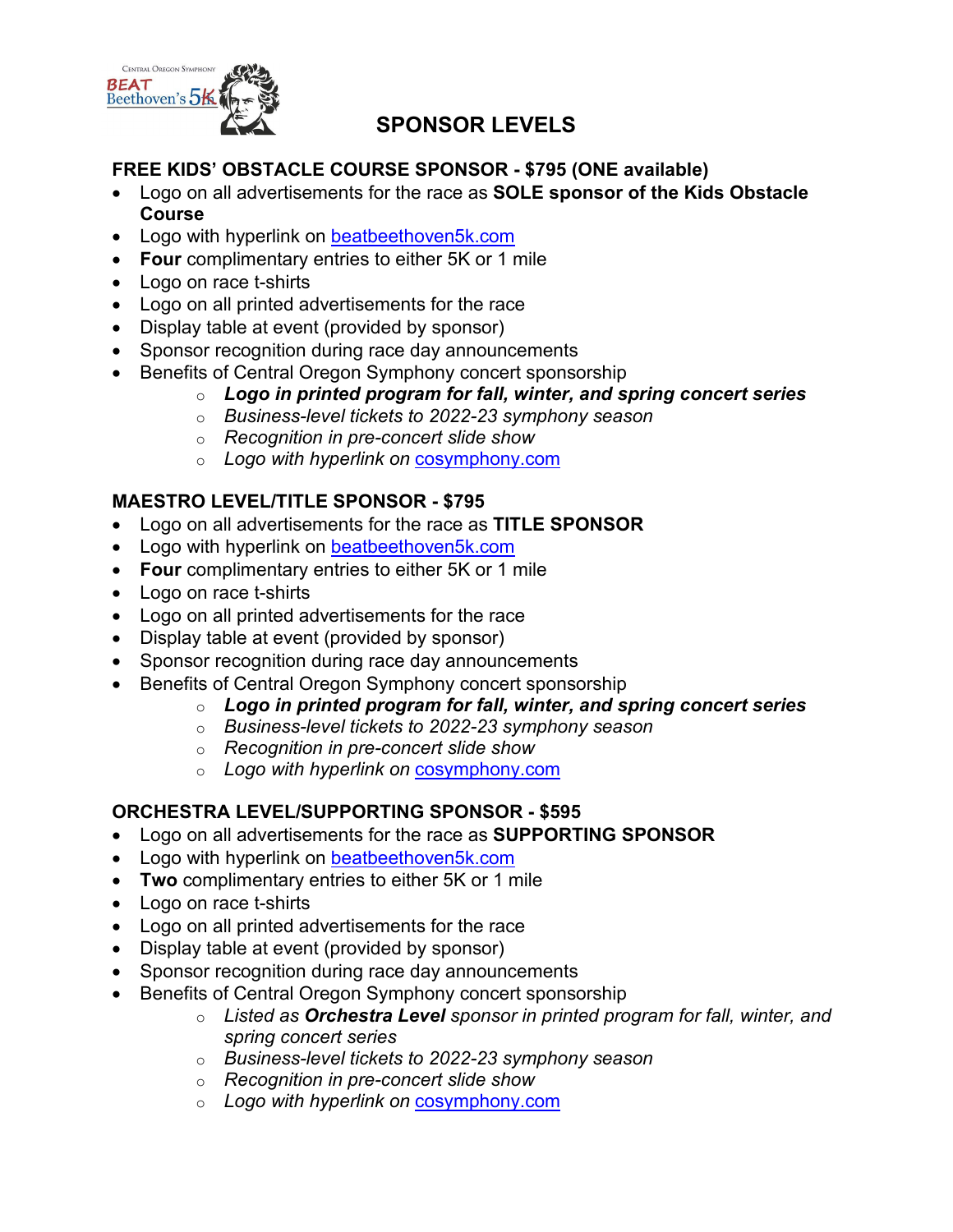# SPONSOR LEVELS

## FREE KIDS' OBSTACLE COURSE SPONSOR - $795 (ONE available)

- Logo on all advertisements for the race as **SOLE sponsor of the Kids Obstacle Course**
- Logo with hyperlink on beatbeethoven5k.com
- **Four** complimentary entries to either 5K or 1 mile
- Logo on race t-shirts
- Logo on all printed advertisements for the race
- Display table at event (provided by sponsor)
- Sponsor recognition during race day announcements
- Benefits of Central Oregon Symphony concert sponsorship
  - ***Logo in printed program for fall, winter, and spring concert series***
  - *Business-level tickets to 2022-23 symphony season*
  - *Recognition in pre-concert slide show*
  - *Logo with hyperlink on cosymphony.com*

## MAESTRO LEVEL/TITLE SPONSOR - $795

- Logo on all advertisements for the race as **TITLE SPONSOR**
- Logo with hyperlink on beatbeethoven5k.com
- **Four** complimentary entries to either 5K or 1 mile
- Logo on race t-shirts
- Logo on all printed advertisements for the race
- Display table at event (provided by sponsor)
- Sponsor recognition during race day announcements
- Benefits of Central Oregon Symphony concert sponsorship
  - ***Logo in printed program for fall, winter, and spring concert series***
  - *Business-level tickets to 2022-23 symphony season*
  - *Recognition in pre-concert slide show*
  - *Logo with hyperlink on cosymphony.com*

## ORCHESTRA LEVEL/SUPPORTING SPONSOR - $595

- Logo on all advertisements for the race as **SUPPORTING SPONSOR**
- Logo with hyperlink on beatbeethoven5k.com
- **Two** complimentary entries to either 5K or 1 mile
- Logo on race t-shirts
- Logo on all printed advertisements for the race
- Display table at event (provided by sponsor)
- Sponsor recognition during race day announcements
- Benefits of Central Oregon Symphony concert sponsorship
  - *Listed as **Orchestra Level** sponsor in printed program for fall, winter, and spring concert series*
  - *Business-level tickets to 2022-23 symphony season*
  - *Recognition in pre-concert slide show*
  - *Logo with hyperlink on cosymphony.com*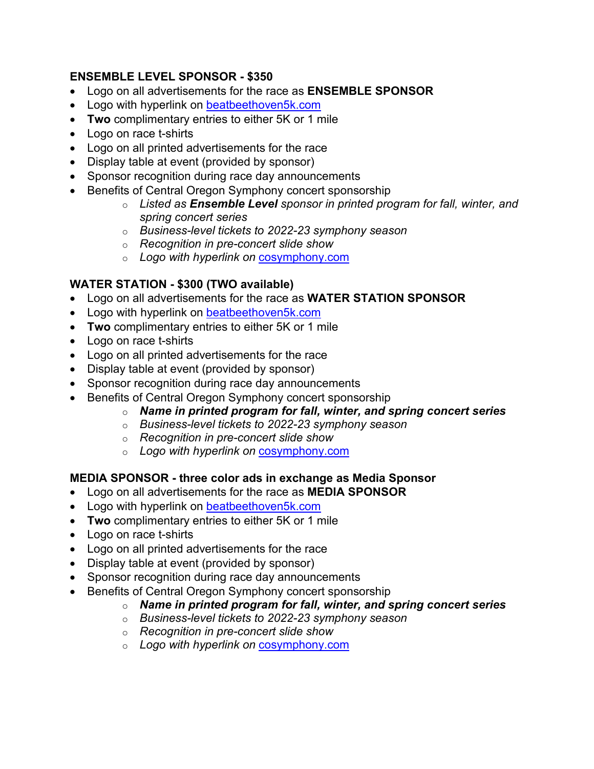**ENSEMBLE LEVEL SPONSOR - $350**

- Logo on all advertisements for the race as **ENSEMBLE SPONSOR**
- Logo with hyperlink on beatbeethoven5k.com
- **Two** complimentary entries to either 5K or 1 mile
- Logo on race t-shirts
- Logo on all printed advertisements for the race
- Display table at event (provided by sponsor)
- Sponsor recognition during race day announcements
- Benefits of Central Oregon Symphony concert sponsorship
  - *Listed as **Ensemble Level** sponsor in printed program for fall, winter, and spring concert series*
  - *Business-level tickets to 2022-23 symphony season*
  - *Recognition in pre-concert slide show*
  - *Logo with hyperlink on* cosymphony.com

**WATER STATION - $300 (TWO available)**

- Logo on all advertisements for the race as **WATER STATION SPONSOR**
- Logo with hyperlink on beatbeethoven5k.com
- **Two** complimentary entries to either 5K or 1 mile
- Logo on race t-shirts
- Logo on all printed advertisements for the race
- Display table at event (provided by sponsor)
- Sponsor recognition during race day announcements
- Benefits of Central Oregon Symphony concert sponsorship
  - ***Name in printed program for fall, winter, and spring concert series***
  - *Business-level tickets to 2022-23 symphony season*
  - *Recognition in pre-concert slide show*
  - *Logo with hyperlink on* cosymphony.com

**MEDIA SPONSOR - three color ads in exchange as Media Sponsor**

- Logo on all advertisements for the race as **MEDIA SPONSOR**
- Logo with hyperlink on beatbeethoven5k.com
- **Two** complimentary entries to either 5K or 1 mile
- Logo on race t-shirts
- Logo on all printed advertisements for the race
- Display table at event (provided by sponsor)
- Sponsor recognition during race day announcements
- Benefits of Central Oregon Symphony concert sponsorship
  - ***Name in printed program for fall, winter, and spring concert series***
  - *Business-level tickets to 2022-23 symphony season*
  - *Recognition in pre-concert slide show*
  - *Logo with hyperlink on* cosymphony.com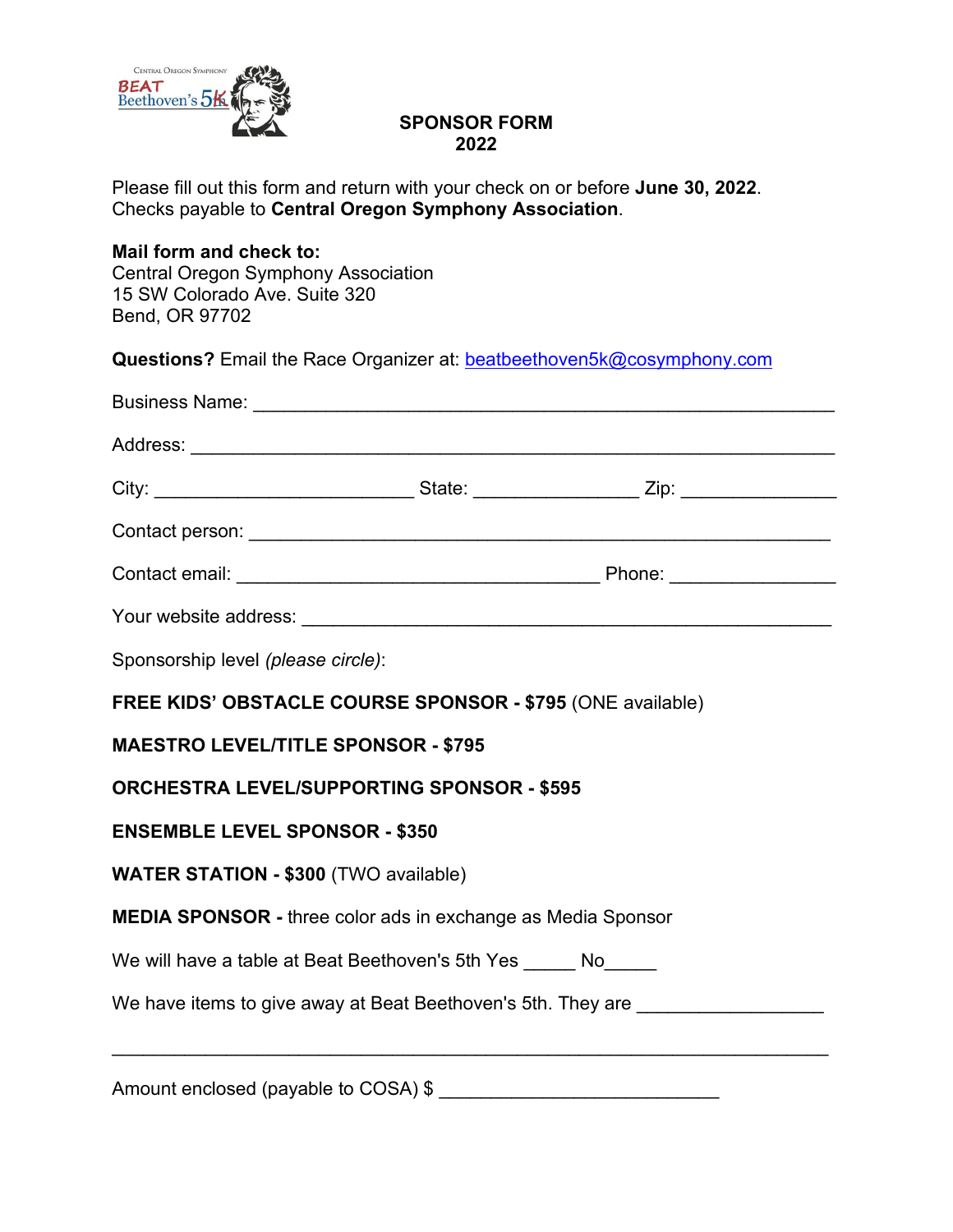# SPONSOR FORM
## 2022

Please fill out this form and return with your check on or before **June 30, 2022**. Checks payable to **Central Oregon Symphony Association**.

**Mail form and check to:**
Central Oregon Symphony Association
15 SW Colorado Ave. Suite 320
Bend, OR 97702

**Questions?** Email the Race Organizer at: beatbeethoven5k@cosymphony.com

Business Name: ____________________________________________________________

Address: _________________________________________________________________

City: __________________________ State: ________________ Zip: ________________

Contact person: ___________________________________________________________

Contact email: ____________________________________ Phone: ________________

Your website address: _____________________________________________________

Sponsorship level *(please circle)*:

**FREE KIDS' OBSTACLE COURSE SPONSOR - $795** (ONE available)

**MAESTRO LEVEL/TITLE SPONSOR - $795**

**ORCHESTRA LEVEL/SUPPORTING SPONSOR - $595**

**ENSEMBLE LEVEL SPONSOR - $350**

**WATER STATION - $300** (TWO available)

**MEDIA SPONSOR -** three color ads in exchange as Media Sponsor

We will have a table at Beat Beethoven's 5th Yes _____ No_____

We have items to give away at Beat Beethoven's 5th. They are __________________

_______________________________________________________________________

Amount enclosed (payable to COSA) $ ___________________________